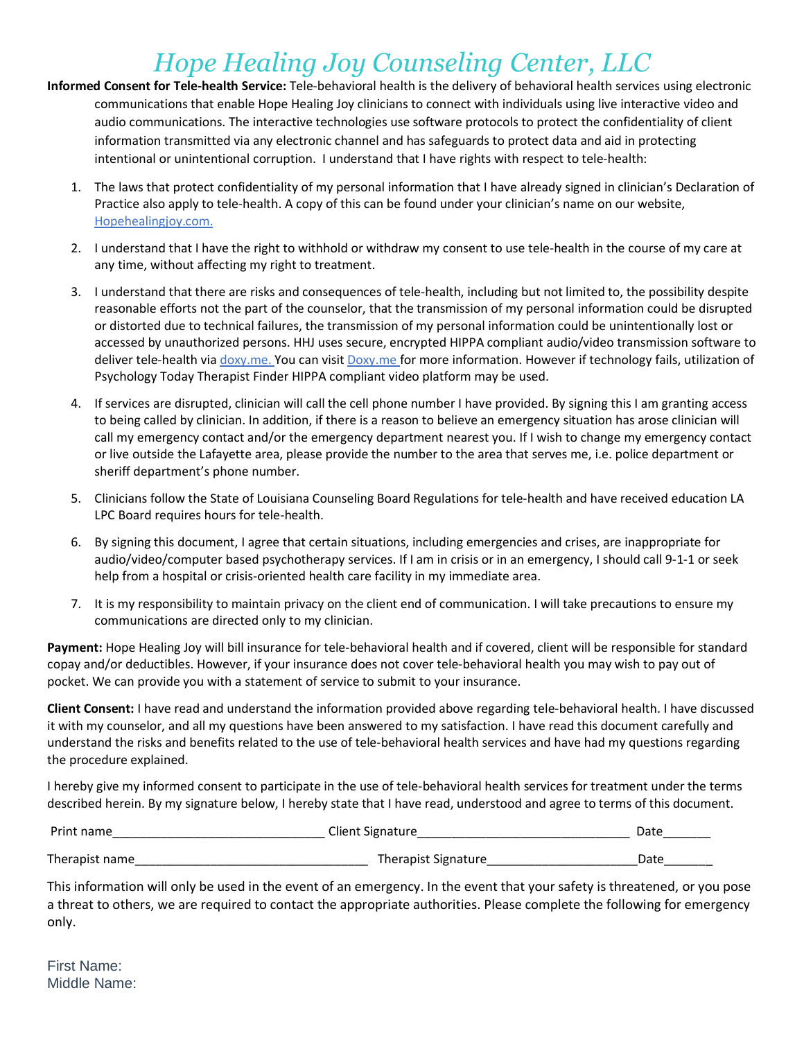# *Hope Healing Joy Counseling Center, LLC*

**Informed Consent for Tele-health Service:** Tele-behavioral health is the delivery of behavioral health services using electronic communications that enable Hope Healing Joy clinicians to connect with individuals using live interactive video and audio communications. The interactive technologies use software protocols to protect the confidentiality of client information transmitted via any electronic channel and has safeguards to protect data and aid in protecting intentional or unintentional corruption. I understand that I have rights with respect to tele-health:

1. The laws that protect confidentiality of my personal information that I have already signed in clinician's Declaration of Practice also apply to tele-health. A copy of this can be found under your clinician's name on our website, Hopehealingjoy.com.
2. I understand that I have the right to withhold or withdraw my consent to use tele-health in the course of my care at any time, without affecting my right to treatment.
3. I understand that there are risks and consequences of tele-health, including but not limited to, the possibility despite reasonable efforts not the part of the counselor, that the transmission of my personal information could be disrupted or distorted due to technical failures, the transmission of my personal information could be unintentionally lost or accessed by unauthorized persons. HHJ uses secure, encrypted HIPPA compliant audio/video transmission software to deliver tele-health via doxy.me. You can visit Doxy.me for more information. However if technology fails, utilization of Psychology Today Therapist Finder HIPPA compliant video platform may be used.
4. If services are disrupted, clinician will call the cell phone number I have provided. By signing this I am granting access to being called by clinician. In addition, if there is a reason to believe an emergency situation has arose clinician will call my emergency contact and/or the emergency department nearest you. If I wish to change my emergency contact or live outside the Lafayette area, please provide the number to the area that serves me, i.e. police department or sheriff department's phone number.
5. Clinicians follow the State of Louisiana Counseling Board Regulations for tele-health and have received education LA LPC Board requires hours for tele-health.
6. By signing this document, I agree that certain situations, including emergencies and crises, are inappropriate for audio/video/computer based psychotherapy services. If I am in crisis or in an emergency, I should call 9-1-1 or seek help from a hospital or crisis-oriented health care facility in my immediate area.
7. It is my responsibility to maintain privacy on the client end of communication. I will take precautions to ensure my communications are directed only to my clinician.

**Payment:** Hope Healing Joy will bill insurance for tele-behavioral health and if covered, client will be responsible for standard copay and/or deductibles. However, if your insurance does not cover tele-behavioral health you may wish to pay out of pocket. We can provide you with a statement of service to submit to your insurance.

**Client Consent:** I have read and understand the information provided above regarding tele-behavioral health. I have discussed it with my counselor, and all my questions have been answered to my satisfaction. I have read this document carefully and understand the risks and benefits related to the use of tele-behavioral health services and have had my questions regarding the procedure explained.

I hereby give my informed consent to participate in the use of tele-behavioral health services for treatment under the terms described herein. By my signature below, I hereby state that I have read, understood and agree to terms of this document.

Print name______________________________ Client Signature______________________________ Date_______

Therapist name_________________________________ Therapist Signature_____________________Date_______

This information will only be used in the event of an emergency. In the event that your safety is threatened, or you pose a threat to others, we are required to contact the appropriate authorities. Please complete the following for emergency only.

First Name:
Middle Name: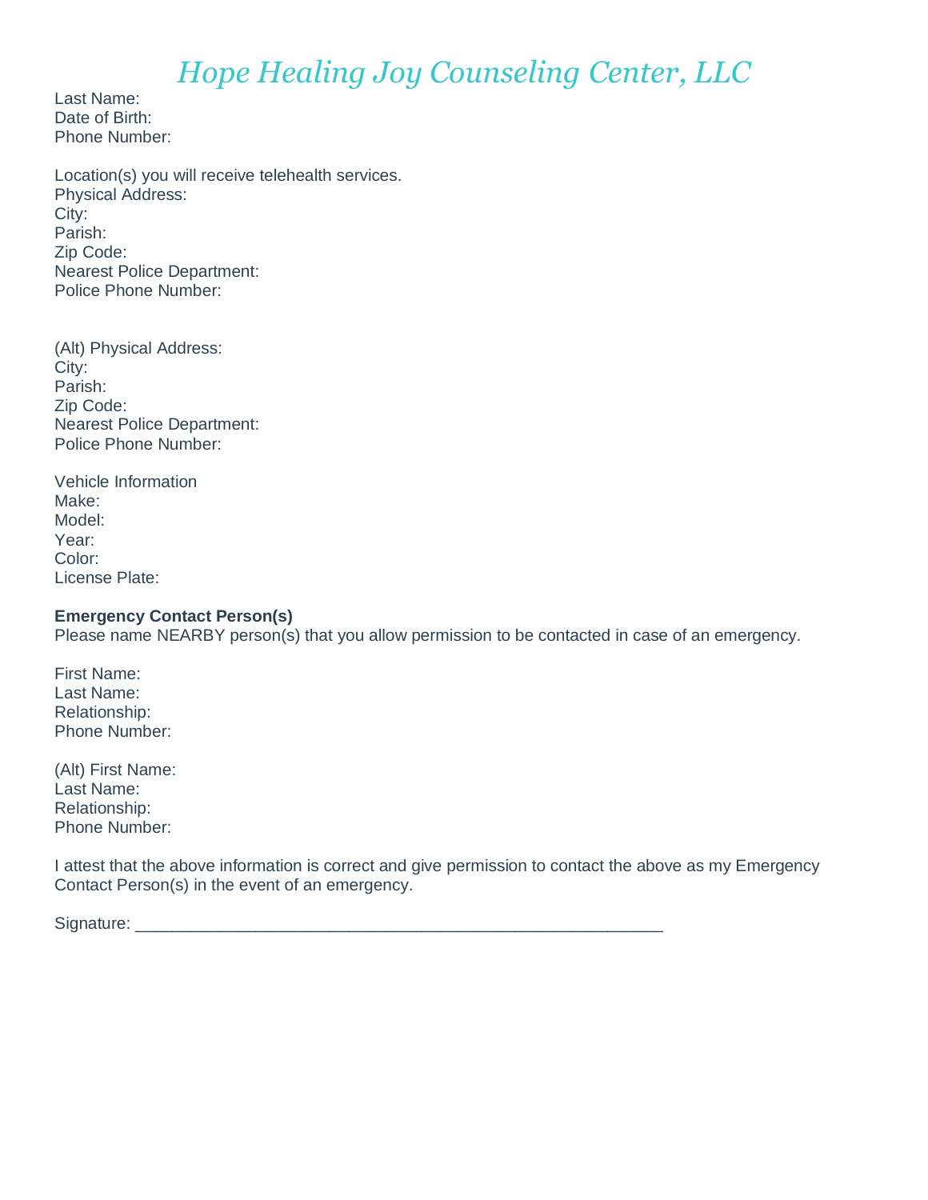# *Hope Healing Joy Counseling Center, LLC*

Last Name:
Date of Birth:
Phone Number:

Location(s) you will receive telehealth services.
Physical Address:
City:
Parish:
Zip Code:
Nearest Police Department:
Police Phone Number:

(Alt) Physical Address:
City:
Parish:
Zip Code:
Nearest Police Department:
Police Phone Number:

Vehicle Information
Make:
Model:
Year:
Color:
License Plate:

**Emergency Contact Person(s)**
Please name NEARBY person(s) that you allow permission to be contacted in case of an emergency.

First Name:
Last Name:
Relationship:
Phone Number:

(Alt) First Name:
Last Name:
Relationship:
Phone Number:

I attest that the above information is correct and give permission to contact the above as my Emergency Contact Person(s) in the event of an emergency.

Signature: _______________________________________________________